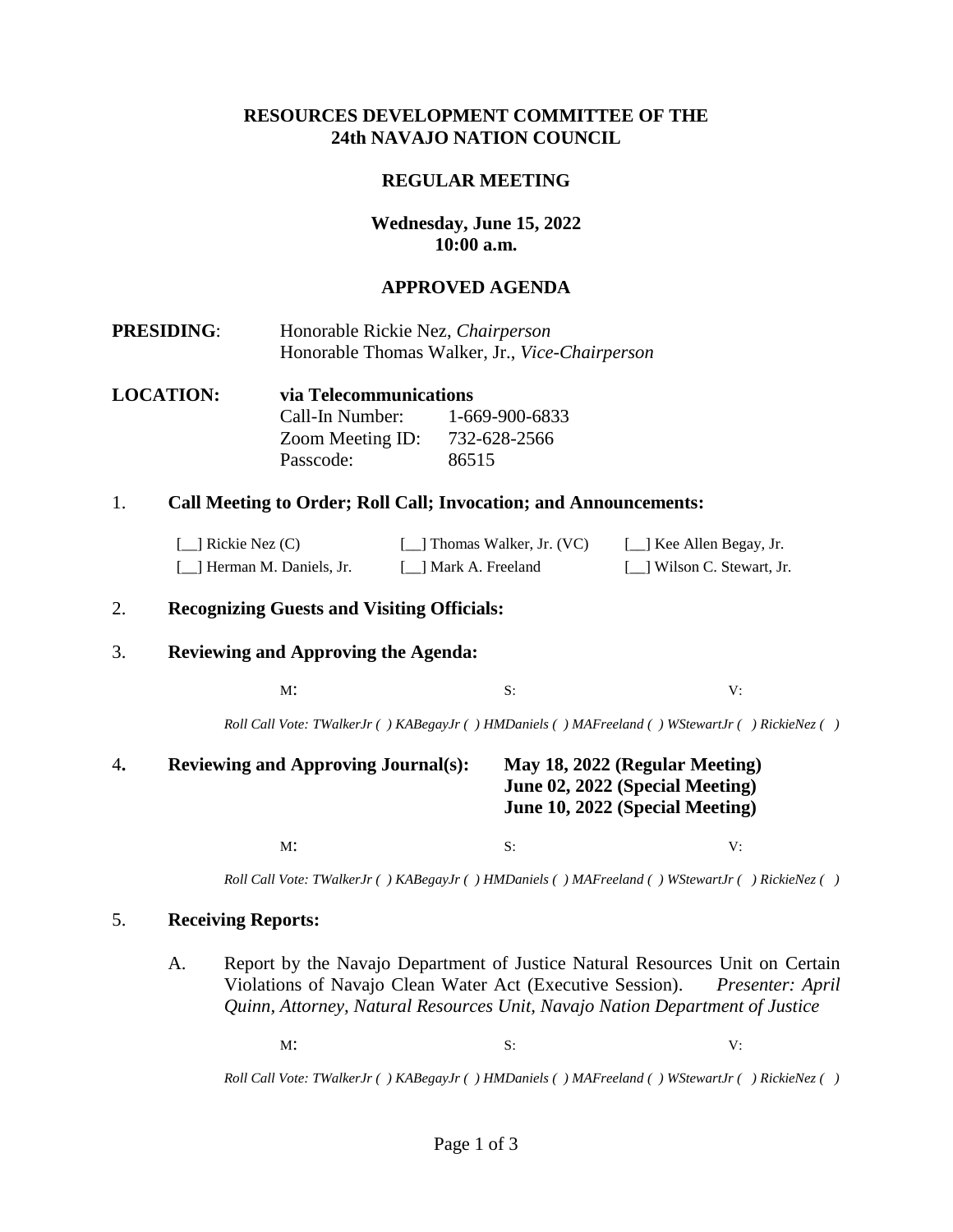**RESOURCES DEVELOPMENT COMMITTEE OF THE**
**24th NAVAJO NATION COUNCIL**

**REGULAR MEETING**

**Wednesday, June 15, 2022**
**10:00 a.m.**

**APPROVED AGENDA**

**PRESIDING**: Honorable Rickie Nez, *Chairperson*
Honorable Thomas Walker, Jr., *Vice-Chairperson*

**LOCATION:** **via Telecommunications**
Call-In Number: 1-669-900-6833
Zoom Meeting ID: 732-628-2566
Passcode: 86515

1. **Call Meeting to Order; Roll Call; Invocation; and Announcements:**

   [__] Rickie Nez (C) [__] Thomas Walker, Jr. (VC) [__] Kee Allen Begay, Jr.
   [__] Herman M. Daniels, Jr. [__] Mark A. Freeland [__] Wilson C. Stewart, Jr.

2. **Recognizing Guests and Visiting Officials:**

3. **Reviewing and Approving the Agenda:**

   M: S: V:

   *Roll Call Vote: TWalkerJr ( ) KABegayJr ( ) HMDaniels ( ) MAFreeland ( ) WStewartJr ( ) RickieNez ( )*

4. **Reviewing and Approving Journal(s):** **May 18, 2022 (Regular Meeting)**
   **June 02, 2022 (Special Meeting)**
   **June 10, 2022 (Special Meeting)**

   M: S: V:

   *Roll Call Vote: TWalkerJr ( ) KABegayJr ( ) HMDaniels ( ) MAFreeland ( ) WStewartJr ( ) RickieNez ( )*

5. **Receiving Reports:**

   A. Report by the Navajo Department of Justice Natural Resources Unit on Certain Violations of Navajo Clean Water Act (Executive Session). *Presenter: April Quinn, Attorney, Natural Resources Unit, Navajo Nation Department of Justice*

   M: S: V:

   *Roll Call Vote: TWalkerJr ( ) KABegayJr ( ) HMDaniels ( ) MAFreeland ( ) WStewartJr ( ) RickieNez ( )*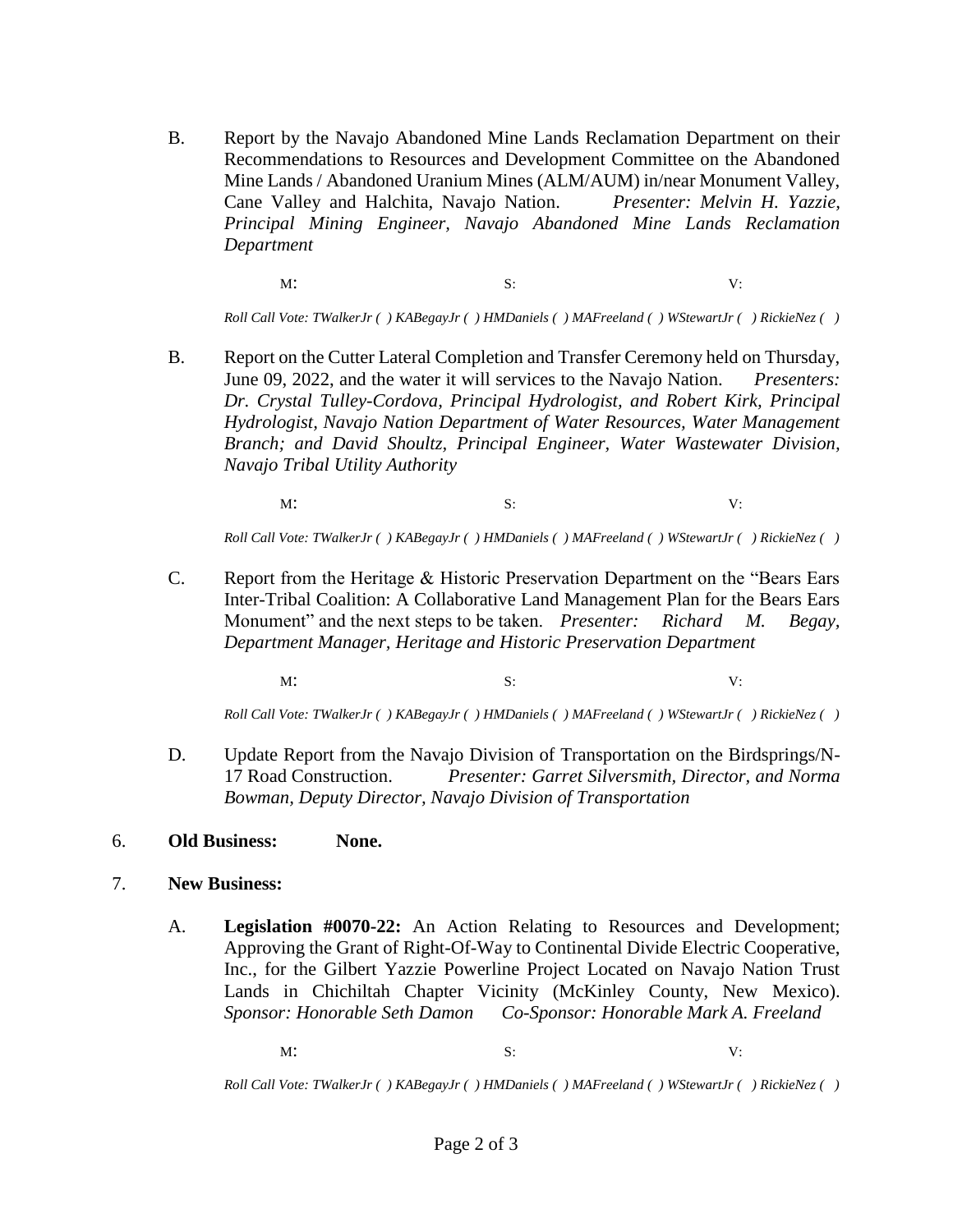B. Report by the Navajo Abandoned Mine Lands Reclamation Department on their Recommendations to Resources and Development Committee on the Abandoned Mine Lands / Abandoned Uranium Mines (ALM/AUM) in/near Monument Valley, Cane Valley and Halchita, Navajo Nation. *Presenter: Melvin H. Yazzie, Principal Mining Engineer, Navajo Abandoned Mine Lands Reclamation Department*

M: S: V:

*Roll Call Vote: TWalkerJr ( ) KABegayJr ( ) HMDaniels ( ) MAFreeland ( ) WStewartJr ( ) RickieNez ( )*

B. Report on the Cutter Lateral Completion and Transfer Ceremony held on Thursday, June 09, 2022, and the water it will services to the Navajo Nation. *Presenters: Dr. Crystal Tulley-Cordova, Principal Hydrologist, and Robert Kirk, Principal Hydrologist, Navajo Nation Department of Water Resources, Water Management Branch; and David Shoultz, Principal Engineer, Water Wastewater Division, Navajo Tribal Utility Authority*

M: S: V:

*Roll Call Vote: TWalkerJr ( ) KABegayJr ( ) HMDaniels ( ) MAFreeland ( ) WStewartJr ( ) RickieNez ( )*

C. Report from the Heritage & Historic Preservation Department on the "Bears Ears Inter-Tribal Coalition: A Collaborative Land Management Plan for the Bears Ears Monument" and the next steps to be taken. *Presenter: Richard M. Begay, Department Manager, Heritage and Historic Preservation Department*

M: S: V:

*Roll Call Vote: TWalkerJr ( ) KABegayJr ( ) HMDaniels ( ) MAFreeland ( ) WStewartJr ( ) RickieNez ( )*

D. Update Report from the Navajo Division of Transportation on the Birdsprings/N-17 Road Construction. *Presenter: Garret Silversmith, Director, and Norma Bowman, Deputy Director, Navajo Division of Transportation*

6. **Old Business: None.**

7. **New Business:**

A. **Legislation #0070-22:** An Action Relating to Resources and Development; Approving the Grant of Right-Of-Way to Continental Divide Electric Cooperative, Inc., for the Gilbert Yazzie Powerline Project Located on Navajo Nation Trust Lands in Chichiltah Chapter Vicinity (McKinley County, New Mexico). *Sponsor: Honorable Seth Damon Co-Sponsor: Honorable Mark A. Freeland*

M: S: V:

*Roll Call Vote: TWalkerJr ( ) KABegayJr ( ) HMDaniels ( ) MAFreeland ( ) WStewartJr ( ) RickieNez ( )*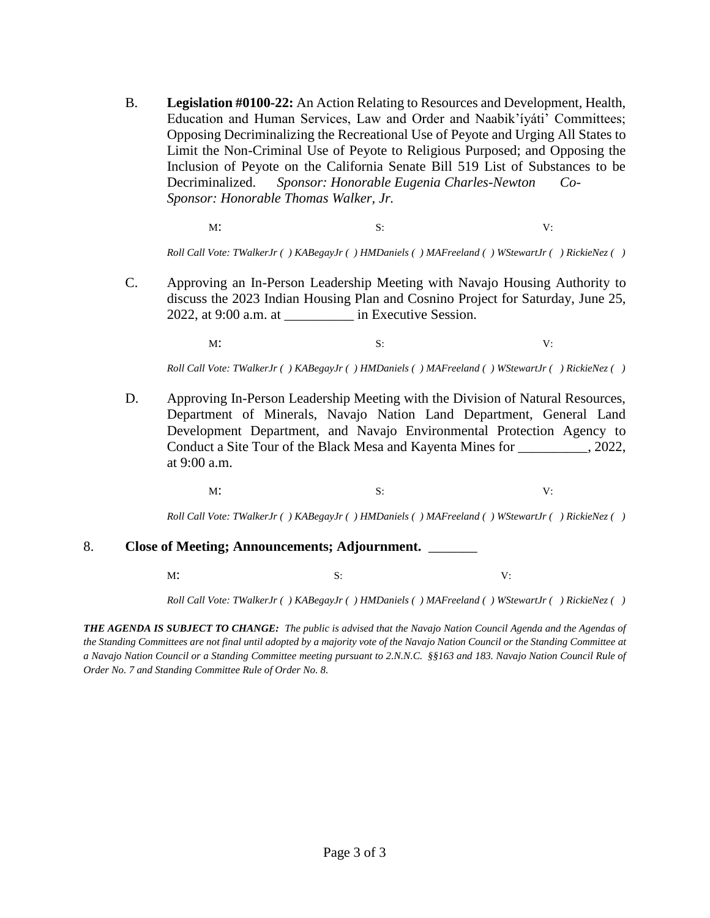B. **Legislation #0100-22:** An Action Relating to Resources and Development, Health, Education and Human Services, Law and Order and Naabik'íyáti' Committees; Opposing Decriminalizing the Recreational Use of Peyote and Urging All States to Limit the Non-Criminal Use of Peyote to Religious Purposed; and Opposing the Inclusion of Peyote on the California Senate Bill 519 List of Substances to be Decriminalized. *Sponsor: Honorable Eugenia Charles-Newton Co-Sponsor: Honorable Thomas Walker, Jr.*

M: S: V:

*Roll Call Vote: TWalkerJr ( ) KABegayJr ( ) HMDaniels ( ) MAFreeland ( ) WStewartJr ( ) RickieNez ( )*

C. Approving an In-Person Leadership Meeting with Navajo Housing Authority to discuss the 2023 Indian Housing Plan and Cosnino Project for Saturday, June 25, 2022, at 9:00 a.m. at __________ in Executive Session.

M: S: V:

*Roll Call Vote: TWalkerJr ( ) KABegayJr ( ) HMDaniels ( ) MAFreeland ( ) WStewartJr ( ) RickieNez ( )*

D. Approving In-Person Leadership Meeting with the Division of Natural Resources, Department of Minerals, Navajo Nation Land Department, General Land Development Department, and Navajo Environmental Protection Agency to Conduct a Site Tour of the Black Mesa and Kayenta Mines for __________, 2022, at 9:00 a.m.

M: S: V:

*Roll Call Vote: TWalkerJr ( ) KABegayJr ( ) HMDaniels ( ) MAFreeland ( ) WStewartJr ( ) RickieNez ( )*

8. **Close of Meeting; Announcements; Adjournment.** _______

M: S: V:

*Roll Call Vote: TWalkerJr ( ) KABegayJr ( ) HMDaniels ( ) MAFreeland ( ) WStewartJr ( ) RickieNez ( )*

***THE AGENDA IS SUBJECT TO CHANGE:*** *The public is advised that the Navajo Nation Council Agenda and the Agendas of the Standing Committees are not final until adopted by a majority vote of the Navajo Nation Council or the Standing Committee at a Navajo Nation Council or a Standing Committee meeting pursuant to 2.N.N.C. §§163 and 183. Navajo Nation Council Rule of Order No. 7 and Standing Committee Rule of Order No. 8.*